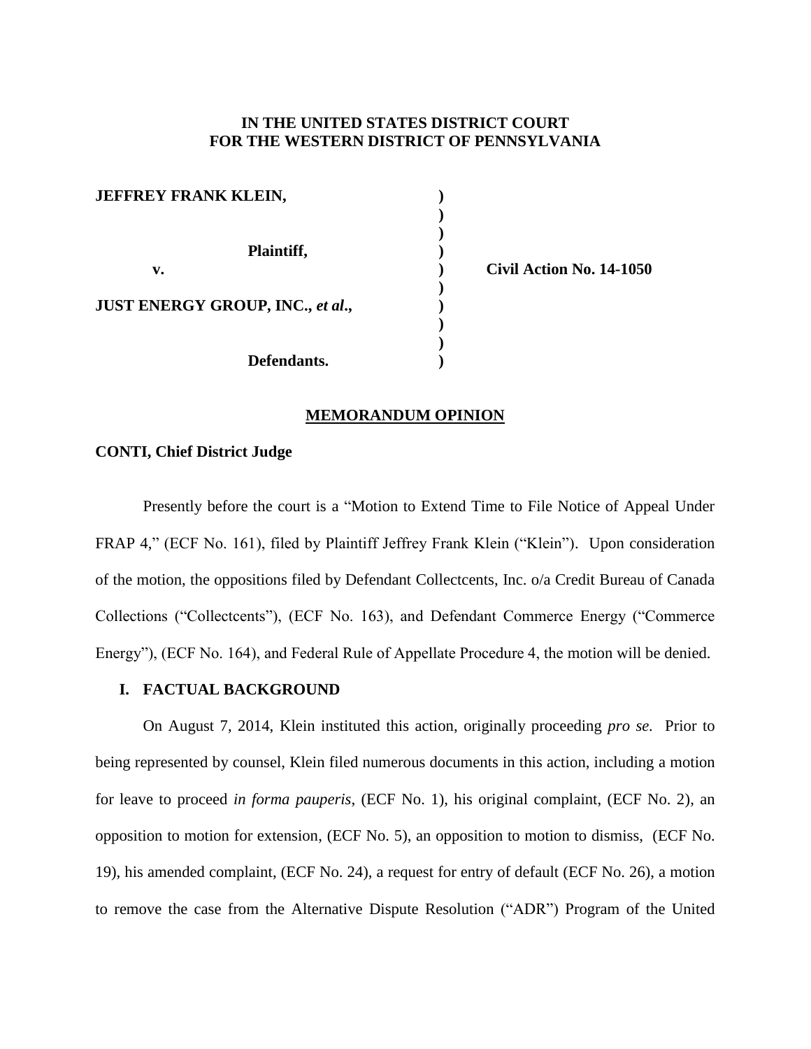**IN THE UNITED STATES DISTRICT COURT**
**FOR THE WESTERN DISTRICT OF PENNSYLVANIA**

| | | |
|---|---|---|
| **JEFFREY FRANK KLEIN,** | ) | |
| | ) | |
| **Plaintiff,** | ) | |
| **v.** | ) | **Civil Action No. 14-1050** |
| | ) | |
| **JUST ENERGY GROUP, INC., *et al*.,** | ) | |
| | ) | |
| **Defendants.** | ) | |

**MEMORANDUM OPINION**

**CONTI, Chief District Judge**

Presently before the court is a "Motion to Extend Time to File Notice of Appeal Under FRAP 4," (ECF No. 161), filed by Plaintiff Jeffrey Frank Klein ("Klein"). Upon consideration of the motion, the oppositions filed by Defendant Collectcents, Inc. o/a Credit Bureau of Canada Collections ("Collectcents"), (ECF No. 163), and Defendant Commerce Energy ("Commerce Energy"), (ECF No. 164), and Federal Rule of Appellate Procedure 4, the motion will be denied.

## I. FACTUAL BACKGROUND

On August 7, 2014, Klein instituted this action, originally proceeding *pro se.* Prior to being represented by counsel, Klein filed numerous documents in this action, including a motion for leave to proceed *in forma pauperis*, (ECF No. 1), his original complaint, (ECF No. 2), an opposition to motion for extension, (ECF No. 5), an opposition to motion to dismiss, (ECF No. 19), his amended complaint, (ECF No. 24), a request for entry of default (ECF No. 26), a motion to remove the case from the Alternative Dispute Resolution ("ADR") Program of the United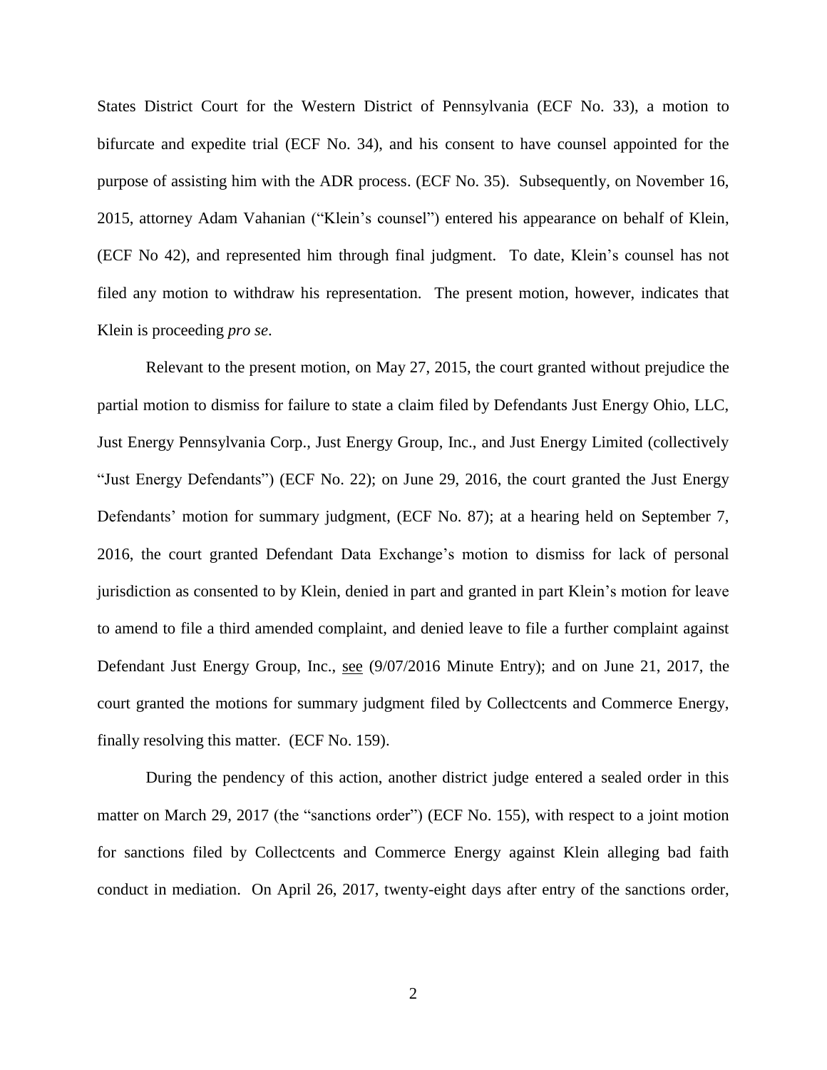States District Court for the Western District of Pennsylvania (ECF No. 33), a motion to bifurcate and expedite trial (ECF No. 34), and his consent to have counsel appointed for the purpose of assisting him with the ADR process. (ECF No. 35). Subsequently, on November 16, 2015, attorney Adam Vahanian ("Klein's counsel") entered his appearance on behalf of Klein, (ECF No 42), and represented him through final judgment. To date, Klein's counsel has not filed any motion to withdraw his representation. The present motion, however, indicates that Klein is proceeding *pro se*.

Relevant to the present motion, on May 27, 2015, the court granted without prejudice the partial motion to dismiss for failure to state a claim filed by Defendants Just Energy Ohio, LLC, Just Energy Pennsylvania Corp., Just Energy Group, Inc., and Just Energy Limited (collectively "Just Energy Defendants") (ECF No. 22); on June 29, 2016, the court granted the Just Energy Defendants' motion for summary judgment, (ECF No. 87); at a hearing held on September 7, 2016, the court granted Defendant Data Exchange's motion to dismiss for lack of personal jurisdiction as consented to by Klein, denied in part and granted in part Klein's motion for leave to amend to file a third amended complaint, and denied leave to file a further complaint against Defendant Just Energy Group, Inc., see (9/07/2016 Minute Entry); and on June 21, 2017, the court granted the motions for summary judgment filed by Collectcents and Commerce Energy, finally resolving this matter. (ECF No. 159).

During the pendency of this action, another district judge entered a sealed order in this matter on March 29, 2017 (the "sanctions order") (ECF No. 155), with respect to a joint motion for sanctions filed by Collectcents and Commerce Energy against Klein alleging bad faith conduct in mediation. On April 26, 2017, twenty-eight days after entry of the sanctions order,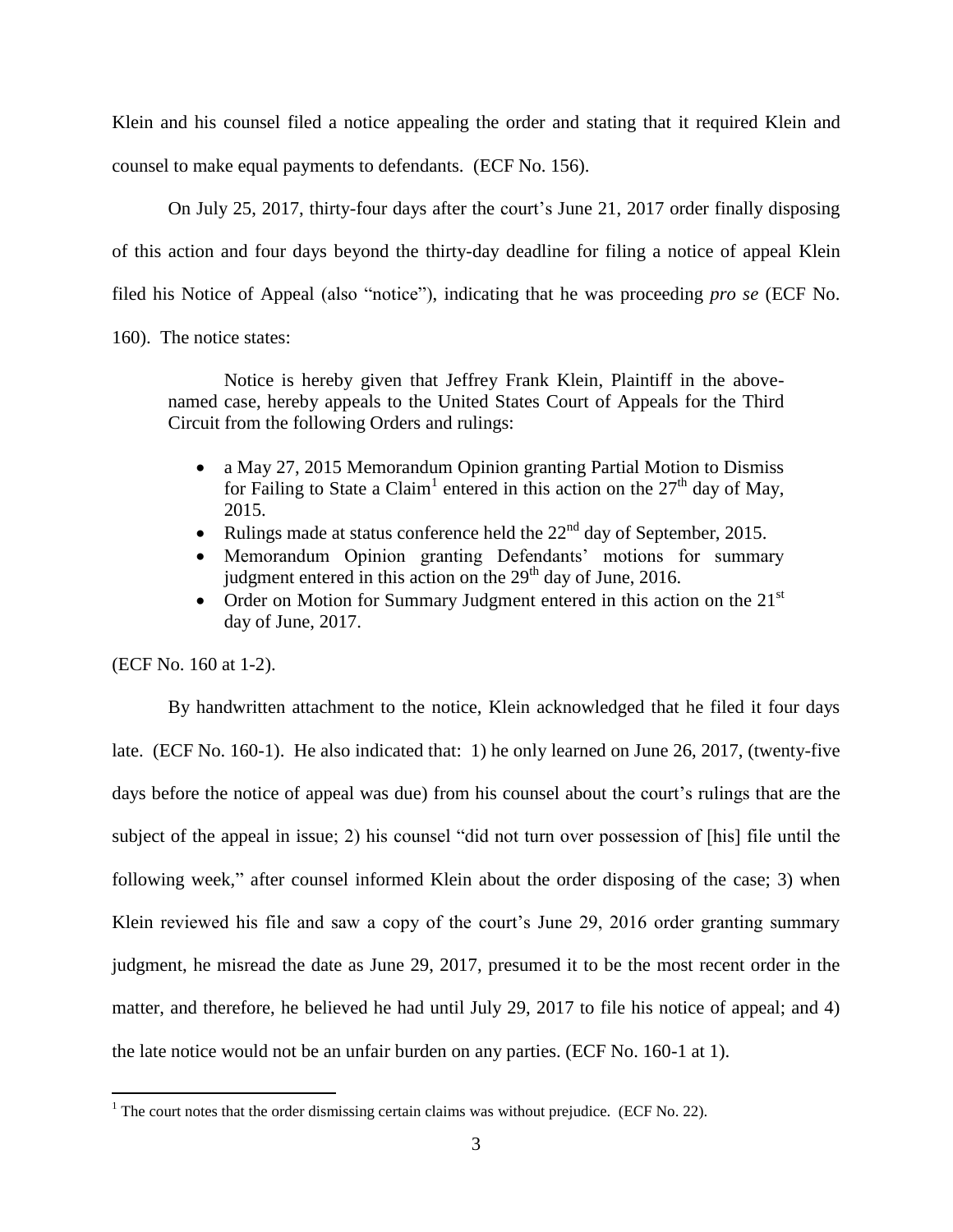Klein and his counsel filed a notice appealing the order and stating that it required Klein and counsel to make equal payments to defendants. (ECF No. 156).

On July 25, 2017, thirty-four days after the court's June 21, 2017 order finally disposing of this action and four days beyond the thirty-day deadline for filing a notice of appeal Klein filed his Notice of Appeal (also "notice"), indicating that he was proceeding *pro se* (ECF No. 160). The notice states:

> Notice is hereby given that Jeffrey Frank Klein, Plaintiff in the above-named case, hereby appeals to the United States Court of Appeals for the Third Circuit from the following Orders and rulings:
>
> - a May 27, 2015 Memorandum Opinion granting Partial Motion to Dismiss for Failing to State a Claim[1] entered in this action on the 27th day of May, 2015.
> - Rulings made at status conference held the 22nd day of September, 2015.
> - Memorandum Opinion granting Defendants' motions for summary judgment entered in this action on the 29th day of June, 2016.
> - Order on Motion for Summary Judgment entered in this action on the 21st day of June, 2017.

(ECF No. 160 at 1-2).

By handwritten attachment to the notice, Klein acknowledged that he filed it four days late. (ECF No. 160-1). He also indicated that: 1) he only learned on June 26, 2017, (twenty-five days before the notice of appeal was due) from his counsel about the court's rulings that are the subject of the appeal in issue; 2) his counsel "did not turn over possession of [his] file until the following week," after counsel informed Klein about the order disposing of the case; 3) when Klein reviewed his file and saw a copy of the court's June 29, 2016 order granting summary judgment, he misread the date as June 29, 2017, presumed it to be the most recent order in the matter, and therefore, he believed he had until July 29, 2017 to file his notice of appeal; and 4) the late notice would not be an unfair burden on any parties. (ECF No. 160-1 at 1).

---

[1] The court notes that the order dismissing certain claims was without prejudice. (ECF No. 22).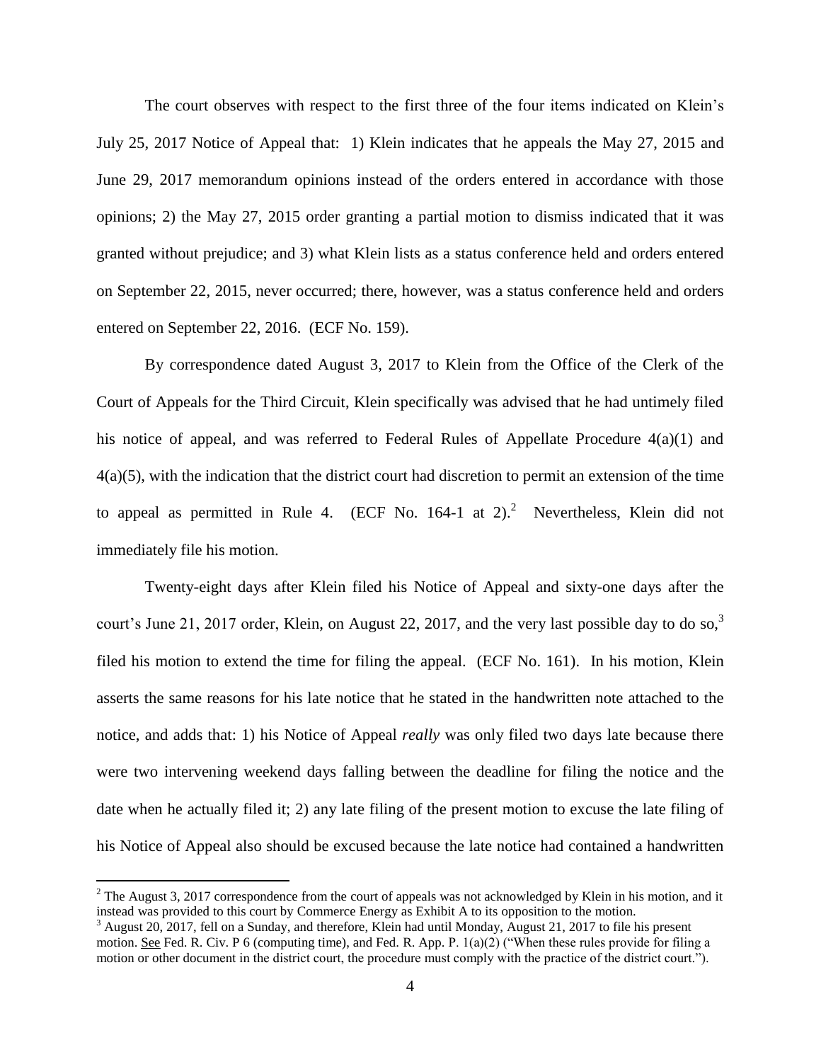The court observes with respect to the first three of the four items indicated on Klein's July 25, 2017 Notice of Appeal that: 1) Klein indicates that he appeals the May 27, 2015 and June 29, 2017 memorandum opinions instead of the orders entered in accordance with those opinions; 2) the May 27, 2015 order granting a partial motion to dismiss indicated that it was granted without prejudice; and 3) what Klein lists as a status conference held and orders entered on September 22, 2015, never occurred; there, however, was a status conference held and orders entered on September 22, 2016. (ECF No. 159).

By correspondence dated August 3, 2017 to Klein from the Office of the Clerk of the Court of Appeals for the Third Circuit, Klein specifically was advised that he had untimely filed his notice of appeal, and was referred to Federal Rules of Appellate Procedure 4(a)(1) and 4(a)(5), with the indication that the district court had discretion to permit an extension of the time to appeal as permitted in Rule 4. (ECF No. 164-1 at 2).[2] Nevertheless, Klein did not immediately file his motion.

Twenty-eight days after Klein filed his Notice of Appeal and sixty-one days after the court's June 21, 2017 order, Klein, on August 22, 2017, and the very last possible day to do so,[3] filed his motion to extend the time for filing the appeal. (ECF No. 161). In his motion, Klein asserts the same reasons for his late notice that he stated in the handwritten note attached to the notice, and adds that: 1) his Notice of Appeal *really* was only filed two days late because there were two intervening weekend days falling between the deadline for filing the notice and the date when he actually filed it; 2) any late filing of the present motion to excuse the late filing of his Notice of Appeal also should be excused because the late notice had contained a handwritten

[2] The August 3, 2017 correspondence from the court of appeals was not acknowledged by Klein in his motion, and it instead was provided to this court by Commerce Energy as Exhibit A to its opposition to the motion.

[3] August 20, 2017, fell on a Sunday, and therefore, Klein had until Monday, August 21, 2017 to file his present motion. See Fed. R. Civ. P 6 (computing time), and Fed. R. App. P. 1(a)(2) ("When these rules provide for filing a motion or other document in the district court, the procedure must comply with the practice of the district court.").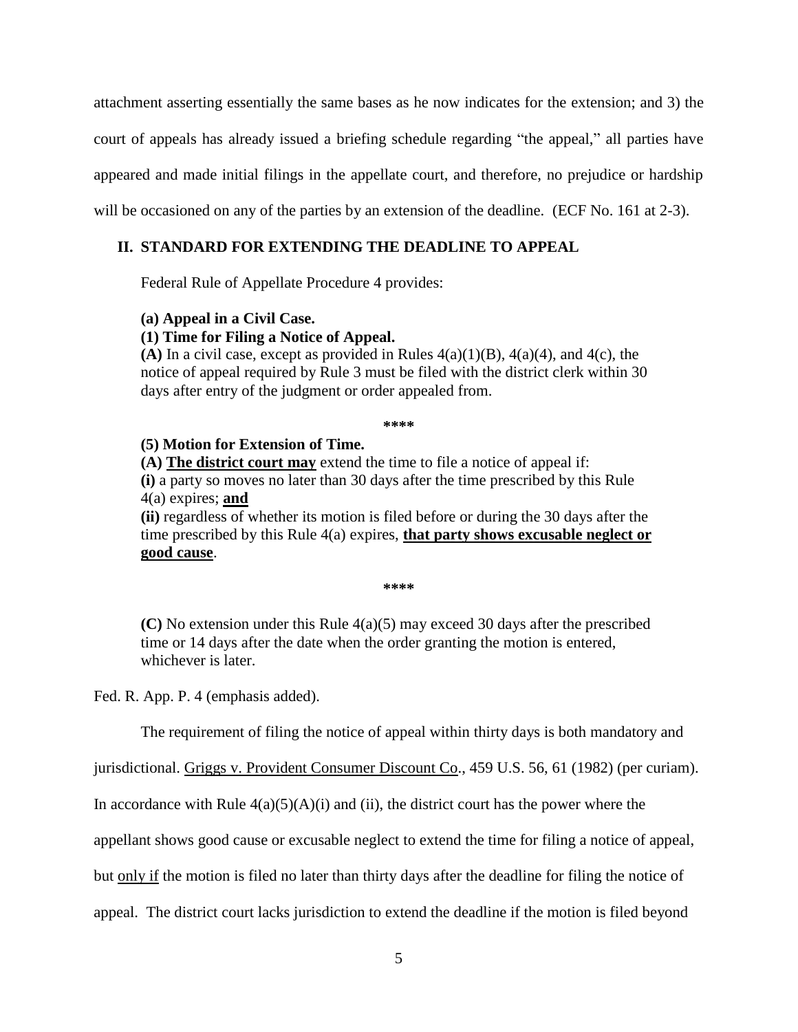attachment asserting essentially the same bases as he now indicates for the extension; and 3) the court of appeals has already issued a briefing schedule regarding "the appeal," all parties have appeared and made initial filings in the appellate court, and therefore, no prejudice or hardship will be occasioned on any of the parties by an extension of the deadline. (ECF No. 161 at 2-3).

## II. STANDARD FOR EXTENDING THE DEADLINE TO APPEAL

Federal Rule of Appellate Procedure 4 provides:

> **(a) Appeal in a Civil Case.**
> **(1) Time for Filing a Notice of Appeal.**
> **(A)** In a civil case, except as provided in Rules 4(a)(1)(B), 4(a)(4), and 4(c), the notice of appeal required by Rule 3 must be filed with the district clerk within 30 days after entry of the judgment or order appealed from.
>
> ****
>
> **(5) Motion for Extension of Time.**
> **(A) <u>The district court may</u>** extend the time to file a notice of appeal if:
> **(i)** a party so moves no later than 30 days after the time prescribed by this Rule 4(a) expires; **<u>and</u>**
> **(ii)** regardless of whether its motion is filed before or during the 30 days after the time prescribed by this Rule 4(a) expires, **<u>that party shows excusable neglect or good cause</u>**.
>
> ****
>
> **(C)** No extension under this Rule 4(a)(5) may exceed 30 days after the prescribed time or 14 days after the date when the order granting the motion is entered, whichever is later.

Fed. R. App. P. 4 (emphasis added).

The requirement of filing the notice of appeal within thirty days is both mandatory and jurisdictional. <u>Griggs v. Provident Consumer Discount Co</u>., 459 U.S. 56, 61 (1982) (per curiam). In accordance with Rule 4(a)(5)(A)(i) and (ii), the district court has the power where the appellant shows good cause or excusable neglect to extend the time for filing a notice of appeal, but <u>only if</u> the motion is filed no later than thirty days after the deadline for filing the notice of appeal. The district court lacks jurisdiction to extend the deadline if the motion is filed beyond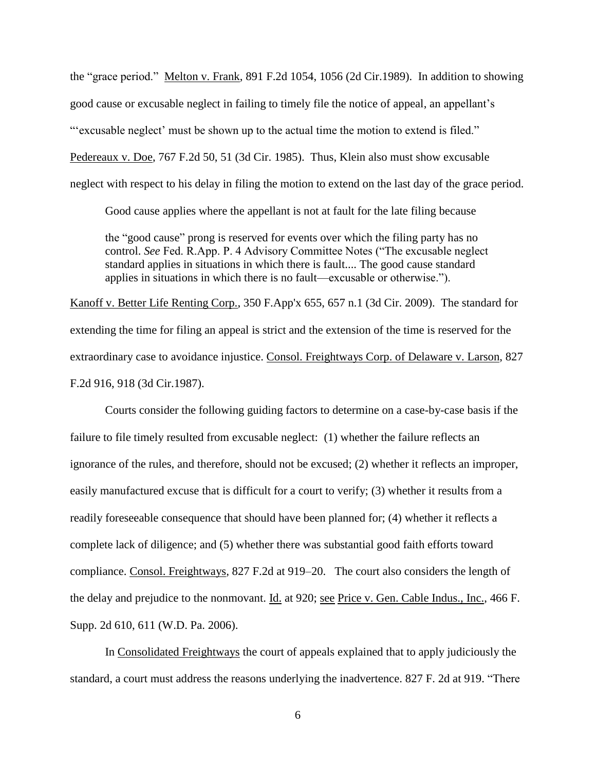the "grace period." Melton v. Frank, 891 F.2d 1054, 1056 (2d Cir.1989). In addition to showing good cause or excusable neglect in failing to timely file the notice of appeal, an appellant's "'excusable neglect' must be shown up to the actual time the motion to extend is filed." Pedereaux v. Doe, 767 F.2d 50, 51 (3d Cir. 1985). Thus, Klein also must show excusable neglect with respect to his delay in filing the motion to extend on the last day of the grace period.

> Good cause applies where the appellant is not at fault for the late filing because
>
> the "good cause" prong is reserved for events over which the filing party has no control. *See* Fed. R.App. P. 4 Advisory Committee Notes ("The excusable neglect standard applies in situations in which there is fault.... The good cause standard applies in situations in which there is no fault—excusable or otherwise.").

Kanoff v. Better Life Renting Corp., 350 F.App'x 655, 657 n.1 (3d Cir. 2009). The standard for extending the time for filing an appeal is strict and the extension of the time is reserved for the extraordinary case to avoidance injustice. Consol. Freightways Corp. of Delaware v. Larson, 827 F.2d 916, 918 (3d Cir.1987).

Courts consider the following guiding factors to determine on a case-by-case basis if the failure to file timely resulted from excusable neglect: (1) whether the failure reflects an ignorance of the rules, and therefore, should not be excused; (2) whether it reflects an improper, easily manufactured excuse that is difficult for a court to verify; (3) whether it results from a readily foreseeable consequence that should have been planned for; (4) whether it reflects a complete lack of diligence; and (5) whether there was substantial good faith efforts toward compliance. Consol. Freightways, 827 F.2d at 919–20. The court also considers the length of the delay and prejudice to the nonmovant. Id. at 920; see Price v. Gen. Cable Indus., Inc., 466 F. Supp. 2d 610, 611 (W.D. Pa. 2006).

In Consolidated Freightways the court of appeals explained that to apply judiciously the standard, a court must address the reasons underlying the inadvertence. 827 F. 2d at 919. "There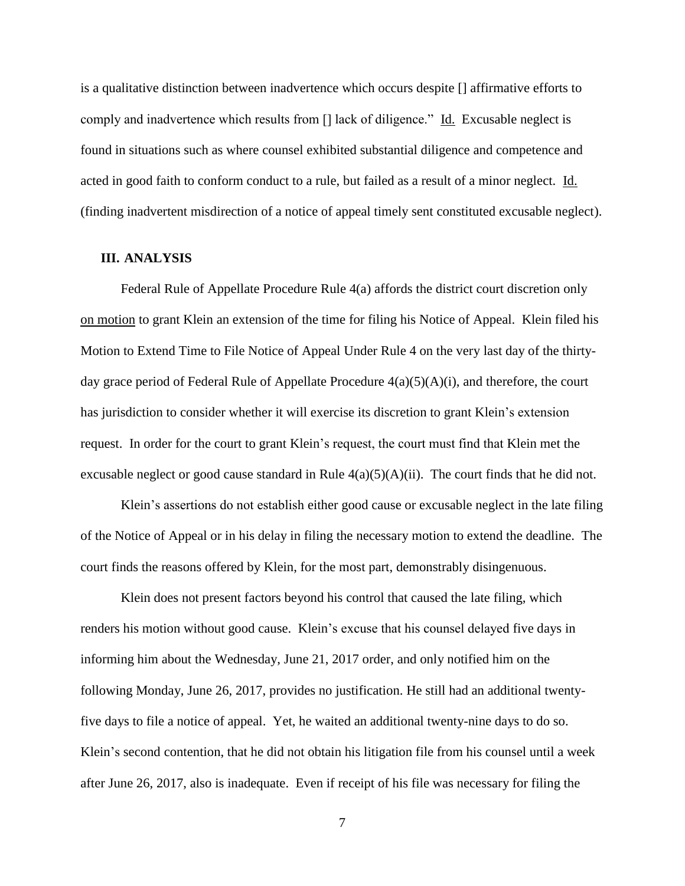is a qualitative distinction between inadvertence which occurs despite [] affirmative efforts to comply and inadvertence which results from [] lack of diligence." Id. Excusable neglect is found in situations such as where counsel exhibited substantial diligence and competence and acted in good faith to conform conduct to a rule, but failed as a result of a minor neglect. Id. (finding inadvertent misdirection of a notice of appeal timely sent constituted excusable neglect).

### III. ANALYSIS

Federal Rule of Appellate Procedure Rule 4(a) affords the district court discretion only on motion to grant Klein an extension of the time for filing his Notice of Appeal. Klein filed his Motion to Extend Time to File Notice of Appeal Under Rule 4 on the very last day of the thirty-day grace period of Federal Rule of Appellate Procedure 4(a)(5)(A)(i), and therefore, the court has jurisdiction to consider whether it will exercise its discretion to grant Klein's extension request. In order for the court to grant Klein's request, the court must find that Klein met the excusable neglect or good cause standard in Rule 4(a)(5)(A)(ii). The court finds that he did not.

Klein's assertions do not establish either good cause or excusable neglect in the late filing of the Notice of Appeal or in his delay in filing the necessary motion to extend the deadline. The court finds the reasons offered by Klein, for the most part, demonstrably disingenuous.

Klein does not present factors beyond his control that caused the late filing, which renders his motion without good cause. Klein's excuse that his counsel delayed five days in informing him about the Wednesday, June 21, 2017 order, and only notified him on the following Monday, June 26, 2017, provides no justification. He still had an additional twenty-five days to file a notice of appeal. Yet, he waited an additional twenty-nine days to do so. Klein's second contention, that he did not obtain his litigation file from his counsel until a week after June 26, 2017, also is inadequate. Even if receipt of his file was necessary for filing the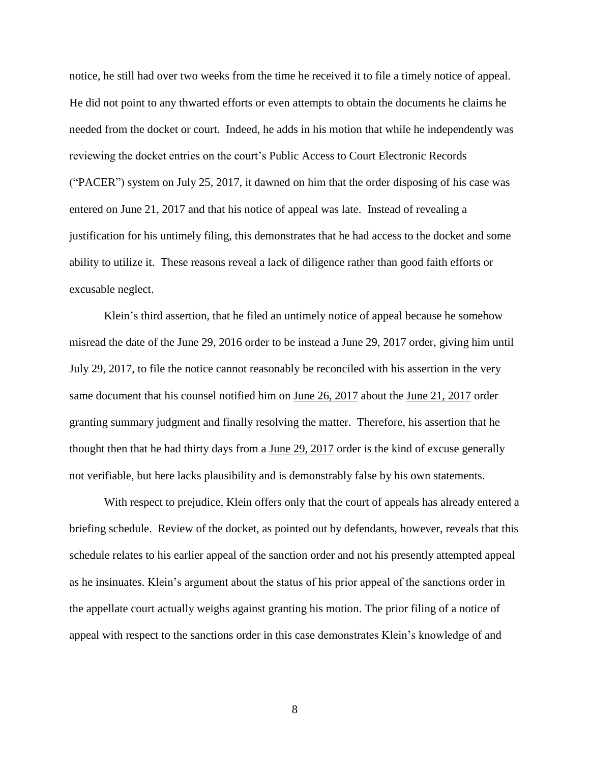notice, he still had over two weeks from the time he received it to file a timely notice of appeal. He did not point to any thwarted efforts or even attempts to obtain the documents he claims he needed from the docket or court. Indeed, he adds in his motion that while he independently was reviewing the docket entries on the court's Public Access to Court Electronic Records ("PACER") system on July 25, 2017, it dawned on him that the order disposing of his case was entered on June 21, 2017 and that his notice of appeal was late. Instead of revealing a justification for his untimely filing, this demonstrates that he had access to the docket and some ability to utilize it. These reasons reveal a lack of diligence rather than good faith efforts or excusable neglect.

Klein's third assertion, that he filed an untimely notice of appeal because he somehow misread the date of the June 29, 2016 order to be instead a June 29, 2017 order, giving him until July 29, 2017, to file the notice cannot reasonably be reconciled with his assertion in the very same document that his counsel notified him on <u>June 26, 2017</u> about the <u>June 21, 2017</u> order granting summary judgment and finally resolving the matter. Therefore, his assertion that he thought then that he had thirty days from a <u>June 29, 2017</u> order is the kind of excuse generally not verifiable, but here lacks plausibility and is demonstrably false by his own statements.

With respect to prejudice, Klein offers only that the court of appeals has already entered a briefing schedule. Review of the docket, as pointed out by defendants, however, reveals that this schedule relates to his earlier appeal of the sanction order and not his presently attempted appeal as he insinuates. Klein's argument about the status of his prior appeal of the sanctions order in the appellate court actually weighs against granting his motion. The prior filing of a notice of appeal with respect to the sanctions order in this case demonstrates Klein's knowledge of and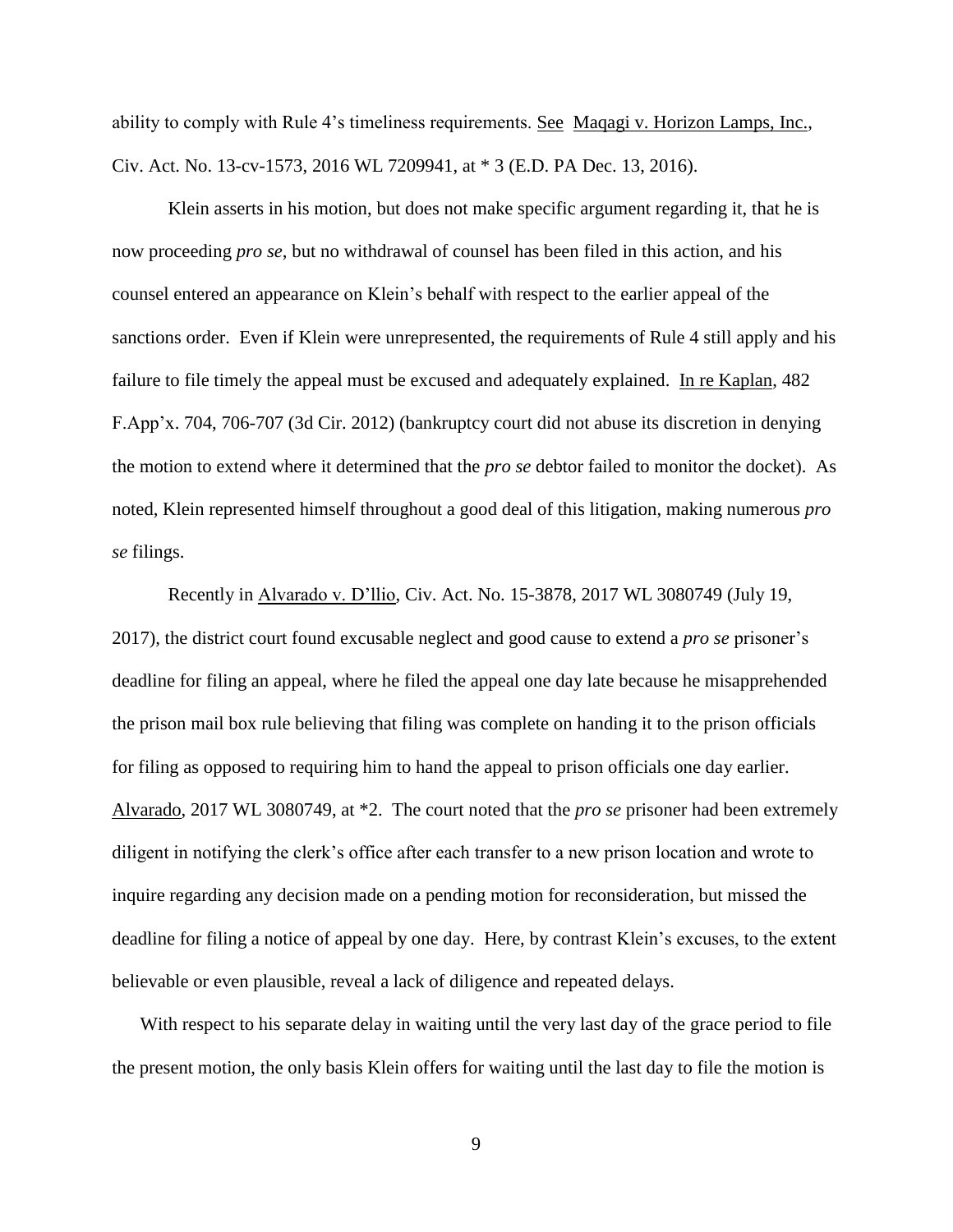ability to comply with Rule 4's timeliness requirements. See Maqagi v. Horizon Lamps, Inc., Civ. Act. No. 13-cv-1573, 2016 WL 7209941, at * 3 (E.D. PA Dec. 13, 2016).

Klein asserts in his motion, but does not make specific argument regarding it, that he is now proceeding *pro se*, but no withdrawal of counsel has been filed in this action, and his counsel entered an appearance on Klein's behalf with respect to the earlier appeal of the sanctions order. Even if Klein were unrepresented, the requirements of Rule 4 still apply and his failure to file timely the appeal must be excused and adequately explained. In re Kaplan, 482 F.App'x. 704, 706-707 (3d Cir. 2012) (bankruptcy court did not abuse its discretion in denying the motion to extend where it determined that the *pro se* debtor failed to monitor the docket). As noted, Klein represented himself throughout a good deal of this litigation, making numerous *pro se* filings.

Recently in Alvarado v. D'llio, Civ. Act. No. 15-3878, 2017 WL 3080749 (July 19, 2017), the district court found excusable neglect and good cause to extend a *pro se* prisoner's deadline for filing an appeal, where he filed the appeal one day late because he misapprehended the prison mail box rule believing that filing was complete on handing it to the prison officials for filing as opposed to requiring him to hand the appeal to prison officials one day earlier. Alvarado, 2017 WL 3080749, at *2. The court noted that the *pro se* prisoner had been extremely diligent in notifying the clerk's office after each transfer to a new prison location and wrote to inquire regarding any decision made on a pending motion for reconsideration, but missed the deadline for filing a notice of appeal by one day. Here, by contrast Klein's excuses, to the extent believable or even plausible, reveal a lack of diligence and repeated delays.

With respect to his separate delay in waiting until the very last day of the grace period to file the present motion, the only basis Klein offers for waiting until the last day to file the motion is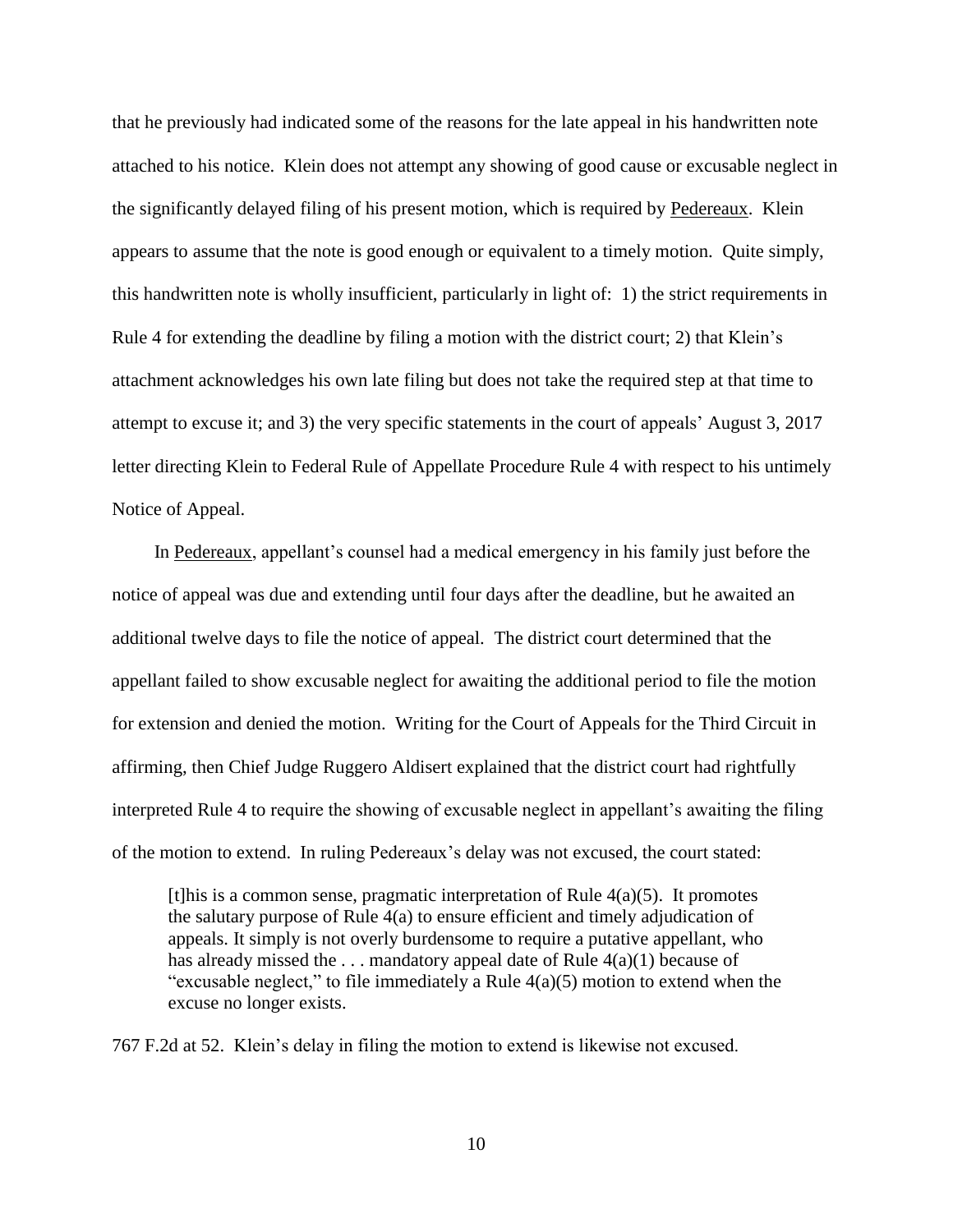that he previously had indicated some of the reasons for the late appeal in his handwritten note attached to his notice. Klein does not attempt any showing of good cause or excusable neglect in the significantly delayed filing of his present motion, which is required by Pedereaux. Klein appears to assume that the note is good enough or equivalent to a timely motion. Quite simply, this handwritten note is wholly insufficient, particularly in light of: 1) the strict requirements in Rule 4 for extending the deadline by filing a motion with the district court; 2) that Klein's attachment acknowledges his own late filing but does not take the required step at that time to attempt to excuse it; and 3) the very specific statements in the court of appeals' August 3, 2017 letter directing Klein to Federal Rule of Appellate Procedure Rule 4 with respect to his untimely Notice of Appeal.

In Pedereaux, appellant's counsel had a medical emergency in his family just before the notice of appeal was due and extending until four days after the deadline, but he awaited an additional twelve days to file the notice of appeal. The district court determined that the appellant failed to show excusable neglect for awaiting the additional period to file the motion for extension and denied the motion. Writing for the Court of Appeals for the Third Circuit in affirming, then Chief Judge Ruggero Aldisert explained that the district court had rightfully interpreted Rule 4 to require the showing of excusable neglect in appellant's awaiting the filing of the motion to extend. In ruling Pedereaux's delay was not excused, the court stated:

> [t]his is a common sense, pragmatic interpretation of Rule 4(a)(5). It promotes the salutary purpose of Rule 4(a) to ensure efficient and timely adjudication of appeals. It simply is not overly burdensome to require a putative appellant, who has already missed the . . . mandatory appeal date of Rule 4(a)(1) because of "excusable neglect," to file immediately a Rule 4(a)(5) motion to extend when the excuse no longer exists.

767 F.2d at 52. Klein's delay in filing the motion to extend is likewise not excused.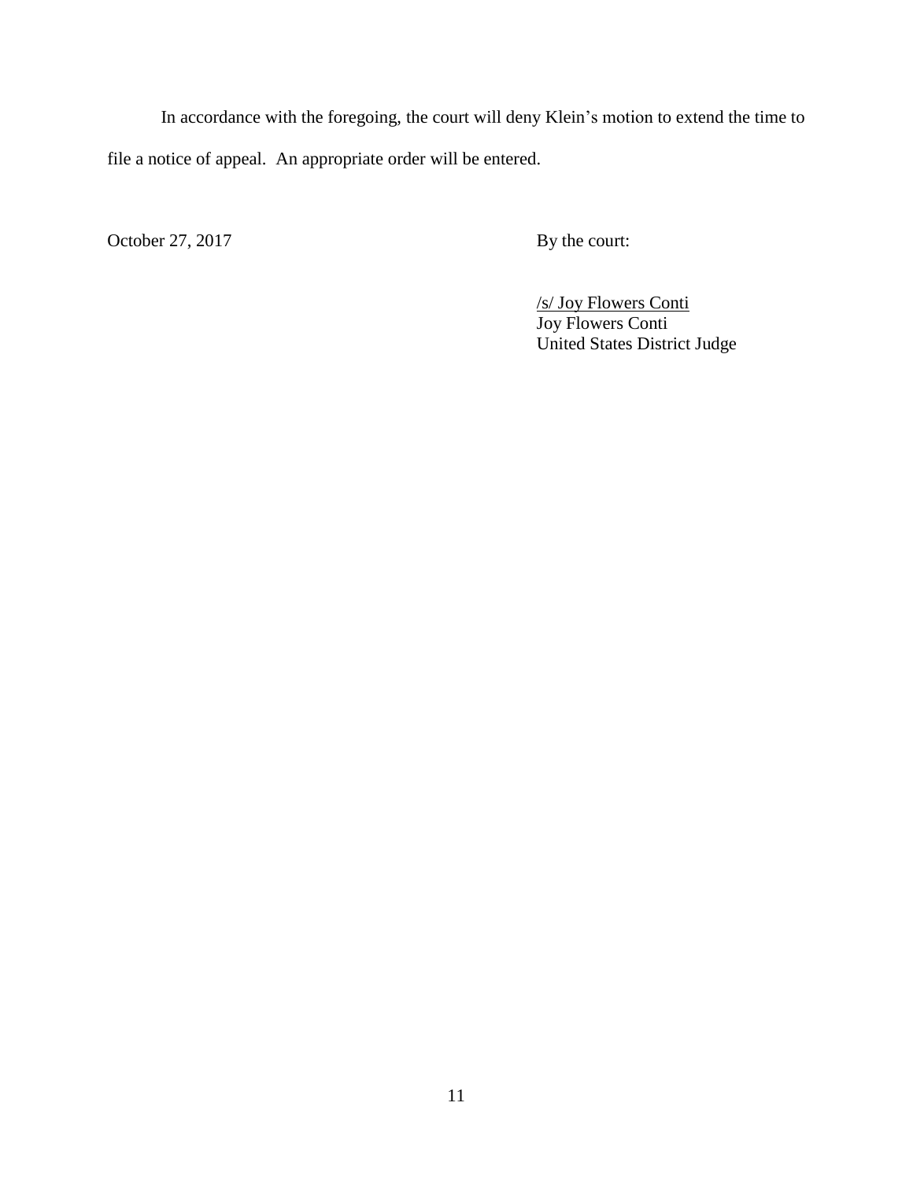In accordance with the foregoing, the court will deny Klein's motion to extend the time to file a notice of appeal. An appropriate order will be entered.

October 27, 2017

By the court:

/s/ Joy Flowers Conti
Joy Flowers Conti
United States District Judge